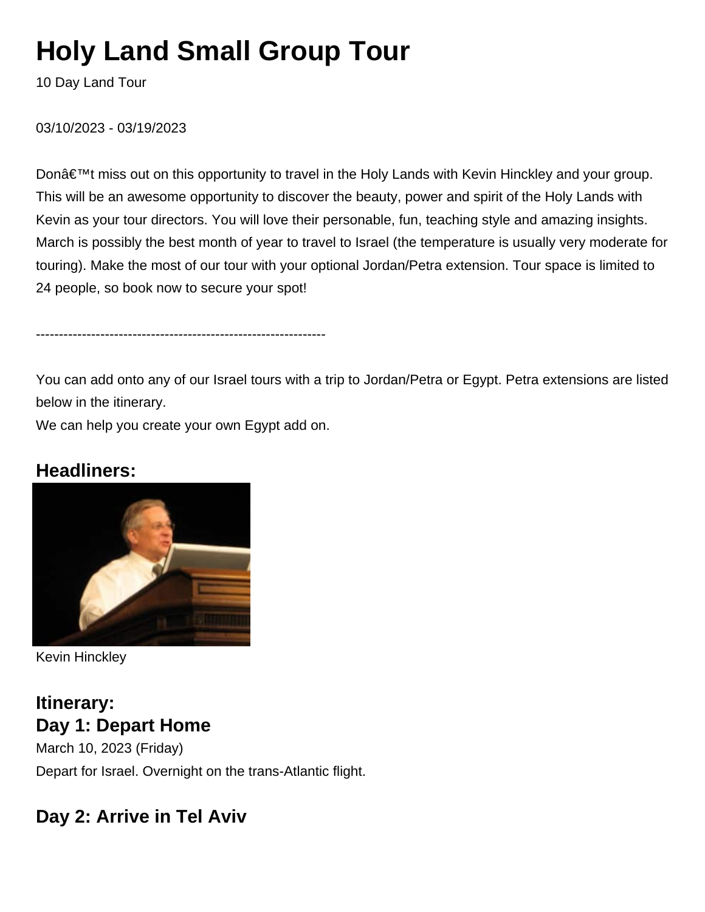# Holy Land Small Group Tour

10 Day Land Tour

03/10/2023 - 03/19/2023

Donâ€™t miss out on this opportunity to travel in the Holy Lands with Kevin Hinckley and your group. This will be an awesome opportunity to discover the beauty, power and spirit of the Holy Lands with Kevin as your tour directors. You will love their personable, fun, teaching style and amazing insights. March is possibly the best month of year to travel to Israel (the temperature is usually very moderate for touring). Make the most of our tour with your optional Jordan/Petra extension. Tour space is limited to 24 people, so book now to secure your spot!

---------------------------------------------------------------

You can add onto any of our Israel tours with a trip to Jordan/Petra or Egypt. Petra extensions are listed below in the itinerary.
We can help you create your own Egypt add on.

## Headliners:

Kevin Hinckley

## Itinerary:

## Day 1: Depart Home

March 10, 2023 (Friday)

Depart for Israel. Overnight on the trans-Atlantic flight.

## Day 2: Arrive in Tel Aviv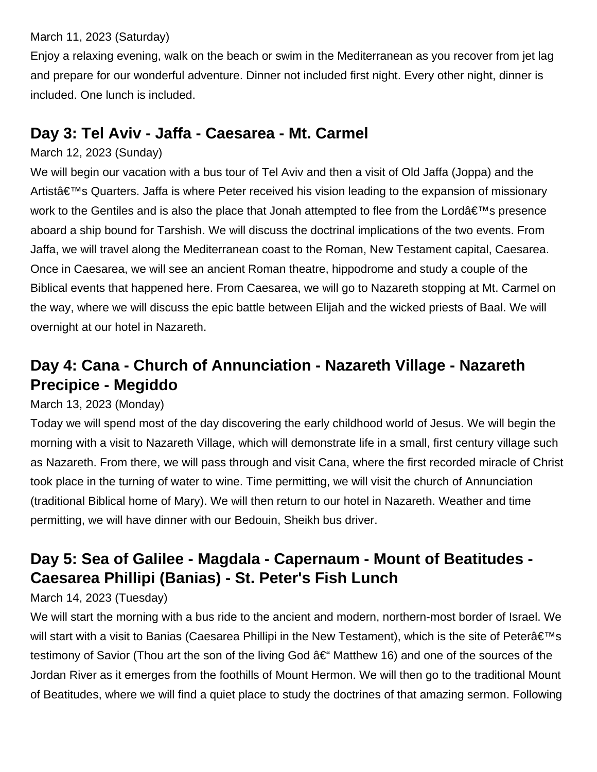March 11, 2023 (Saturday)

Enjoy a relaxing evening, walk on the beach or swim in the Mediterranean as you recover from jet lag and prepare for our wonderful adventure. Dinner not included first night. Every other night, dinner is included. One lunch is included.

## Day 3: Tel Aviv - Jaffa - Caesarea - Mt. Carmel

March 12, 2023 (Sunday)

We will begin our vacation with a bus tour of Tel Aviv and then a visit of Old Jaffa (Joppa) and the Artistâ€™s Quarters. Jaffa is where Peter received his vision leading to the expansion of missionary work to the Gentiles and is also the place that Jonah attempted to flee from the Lordâ€™s presence aboard a ship bound for Tarshish. We will discuss the doctrinal implications of the two events. From Jaffa, we will travel along the Mediterranean coast to the Roman, New Testament capital, Caesarea. Once in Caesarea, we will see an ancient Roman theatre, hippodrome and study a couple of the Biblical events that happened here. From Caesarea, we will go to Nazareth stopping at Mt. Carmel on the way, where we will discuss the epic battle between Elijah and the wicked priests of Baal. We will overnight at our hotel in Nazareth.

## Day 4: Cana - Church of Annunciation - Nazareth Village - Nazareth Precipice - Megiddo

March 13, 2023 (Monday)

Today we will spend most of the day discovering the early childhood world of Jesus. We will begin the morning with a visit to Nazareth Village, which will demonstrate life in a small, first century village such as Nazareth. From there, we will pass through and visit Cana, where the first recorded miracle of Christ took place in the turning of water to wine. Time permitting, we will visit the church of Annunciation (traditional Biblical home of Mary). We will then return to our hotel in Nazareth. Weather and time permitting, we will have dinner with our Bedouin, Sheikh bus driver.

## Day 5: Sea of Galilee - Magdala - Capernaum - Mount of Beatitudes - Caesarea Phillipi (Banias) - St. Peter's Fish Lunch

March 14, 2023 (Tuesday)

We will start the morning with a bus ride to the ancient and modern, northern-most border of Israel. We will start with a visit to Banias (Caesarea Phillipi in the New Testament), which is the site of Peterâ€™s testimony of Savior (Thou art the son of the living God â€“ Matthew 16) and one of the sources of the Jordan River as it emerges from the foothills of Mount Hermon. We will then go to the traditional Mount of Beatitudes, where we will find a quiet place to study the doctrines of that amazing sermon. Following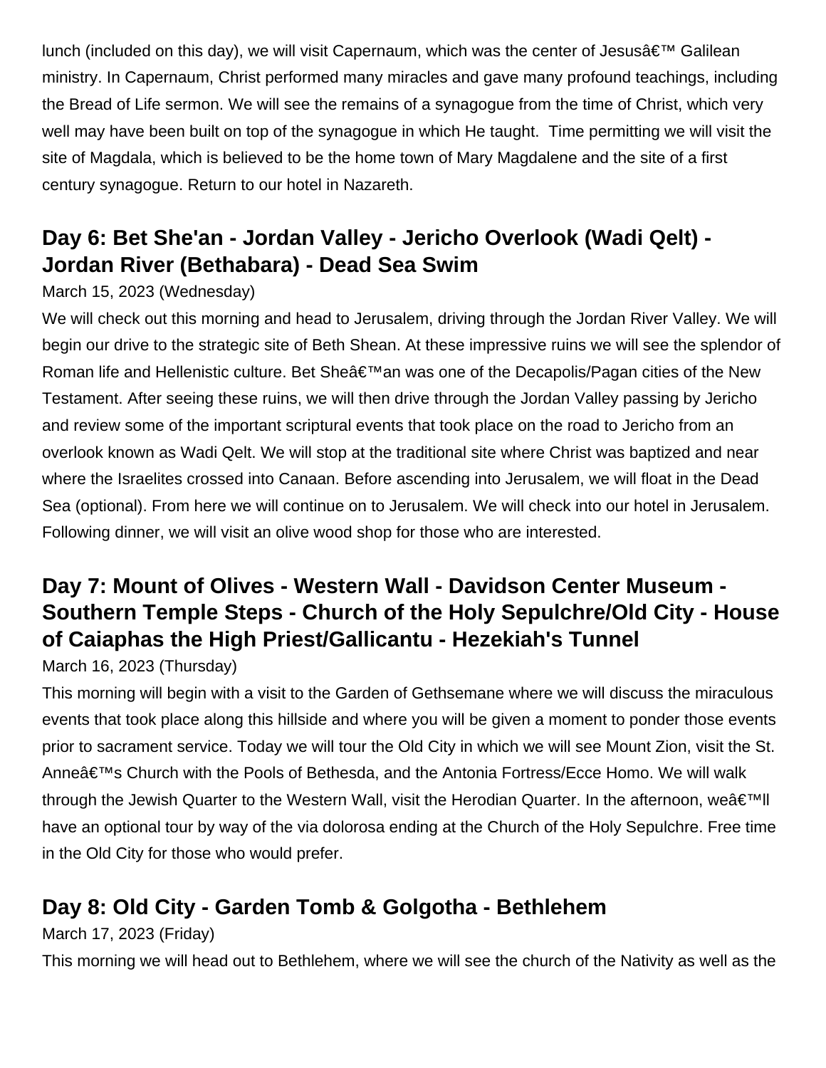lunch (included on this day), we will visit Capernaum, which was the center of Jesusâ€™ Galilean ministry. In Capernaum, Christ performed many miracles and gave many profound teachings, including the Bread of Life sermon. We will see the remains of a synagogue from the time of Christ, which very well may have been built on top of the synagogue in which He taught. Time permitting we will visit the site of Magdala, which is believed to be the home town of Mary Magdalene and the site of a first century synagogue. Return to our hotel in Nazareth.

## Day 6: Bet She'an - Jordan Valley - Jericho Overlook (Wadi Qelt) - Jordan River (Bethabara) - Dead Sea Swim

March 15, 2023 (Wednesday)

We will check out this morning and head to Jerusalem, driving through the Jordan River Valley. We will begin our drive to the strategic site of Beth Shean. At these impressive ruins we will see the splendor of Roman life and Hellenistic culture. Bet Sheâ€™an was one of the Decapolis/Pagan cities of the New Testament. After seeing these ruins, we will then drive through the Jordan Valley passing by Jericho and review some of the important scriptural events that took place on the road to Jericho from an overlook known as Wadi Qelt. We will stop at the traditional site where Christ was baptized and near where the Israelites crossed into Canaan. Before ascending into Jerusalem, we will float in the Dead Sea (optional). From here we will continue on to Jerusalem. We will check into our hotel in Jerusalem. Following dinner, we will visit an olive wood shop for those who are interested.

## Day 7: Mount of Olives - Western Wall - Davidson Center Museum - Southern Temple Steps - Church of the Holy Sepulchre/Old City - House of Caiaphas the High Priest/Gallicantu - Hezekiah's Tunnel

March 16, 2023 (Thursday)

This morning will begin with a visit to the Garden of Gethsemane where we will discuss the miraculous events that took place along this hillside and where you will be given a moment to ponder those events prior to sacrament service. Today we will tour the Old City in which we will see Mount Zion, visit the St. Anneâ€™s Church with the Pools of Bethesda, and the Antonia Fortress/Ecce Homo. We will walk through the Jewish Quarter to the Western Wall, visit the Herodian Quarter. In the afternoon, weâ€™ll have an optional tour by way of the via dolorosa ending at the Church of the Holy Sepulchre. Free time in the Old City for those who would prefer.

## Day 8: Old City - Garden Tomb & Golgotha - Bethlehem

March 17, 2023 (Friday)

This morning we will head out to Bethlehem, where we will see the church of the Nativity as well as the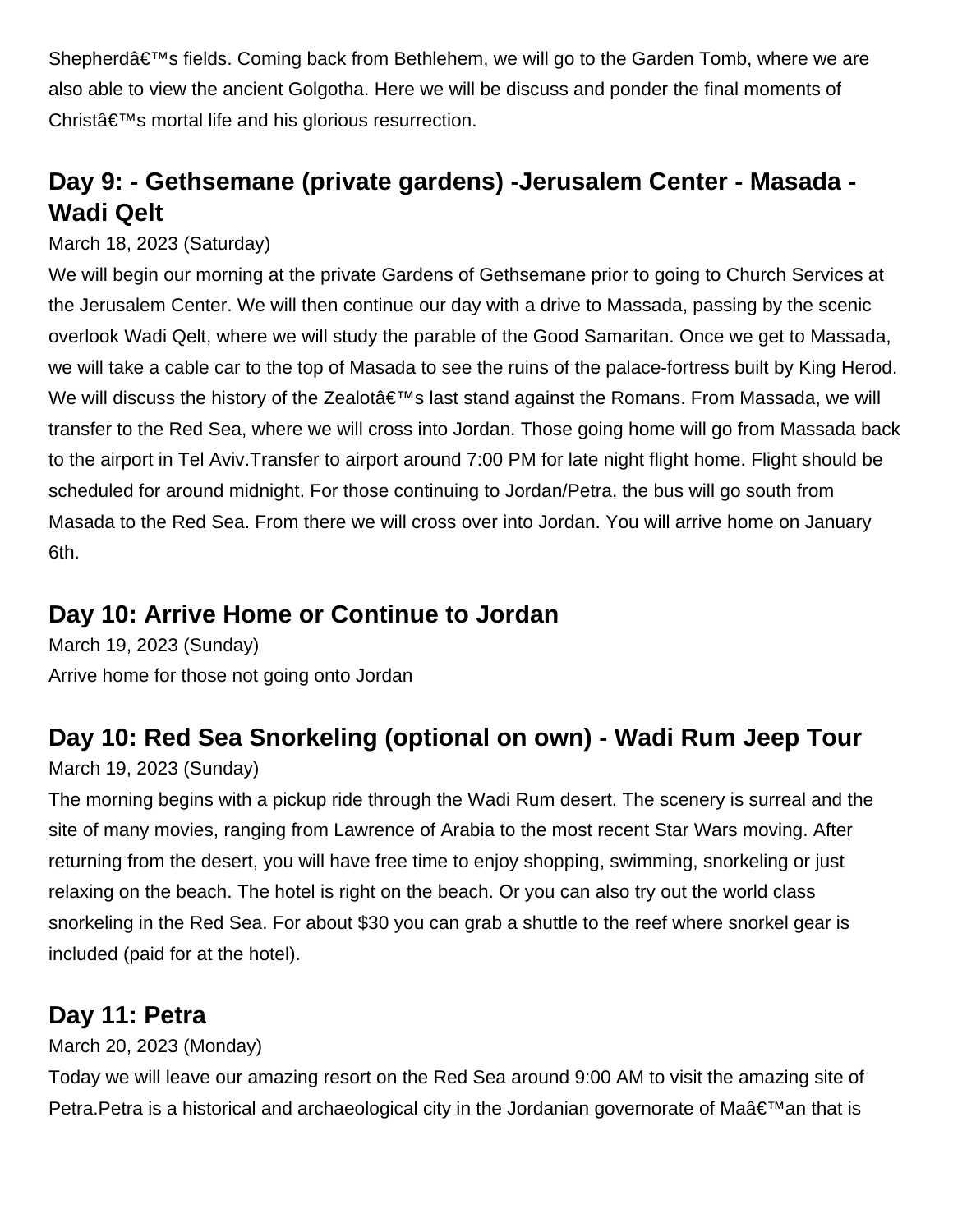Shepherdâ€™s fields. Coming back from Bethlehem, we will go to the Garden Tomb, where we are also able to view the ancient Golgotha. Here we will be discuss and ponder the final moments of Christâ€™s mortal life and his glorious resurrection.

## Day 9: - Gethsemane (private gardens) -Jerusalem Center - Masada - Wadi Qelt

March 18, 2023 (Saturday)

We will begin our morning at the private Gardens of Gethsemane prior to going to Church Services at the Jerusalem Center. We will then continue our day with a drive to Massada, passing by the scenic overlook Wadi Qelt, where we will study the parable of the Good Samaritan. Once we get to Massada, we will take a cable car to the top of Masada to see the ruins of the palace-fortress built by King Herod. We will discuss the history of the Zealotâ€™s last stand against the Romans. From Massada, we will transfer to the Red Sea, where we will cross into Jordan. Those going home will go from Massada back to the airport in Tel Aviv.Transfer to airport around 7:00 PM for late night flight home. Flight should be scheduled for around midnight. For those continuing to Jordan/Petra, the bus will go south from Masada to the Red Sea. From there we will cross over into Jordan. You will arrive home on January 6th.

## Day 10: Arrive Home or Continue to Jordan

March 19, 2023 (Sunday)

Arrive home for those not going onto Jordan

## Day 10: Red Sea Snorkeling (optional on own) - Wadi Rum Jeep Tour

March 19, 2023 (Sunday)

The morning begins with a pickup ride through the Wadi Rum desert. The scenery is surreal and the site of many movies, ranging from Lawrence of Arabia to the most recent Star Wars moving. After returning from the desert, you will have free time to enjoy shopping, swimming, snorkeling or just relaxing on the beach. The hotel is right on the beach. Or you can also try out the world class snorkeling in the Red Sea. For about $30 you can grab a shuttle to the reef where snorkel gear is included (paid for at the hotel).

## Day 11: Petra

March 20, 2023 (Monday)

Today we will leave our amazing resort on the Red Sea around 9:00 AM to visit the amazing site of Petra.Petra is a historical and archaeological city in the Jordanian governorate of Maâ€™an that is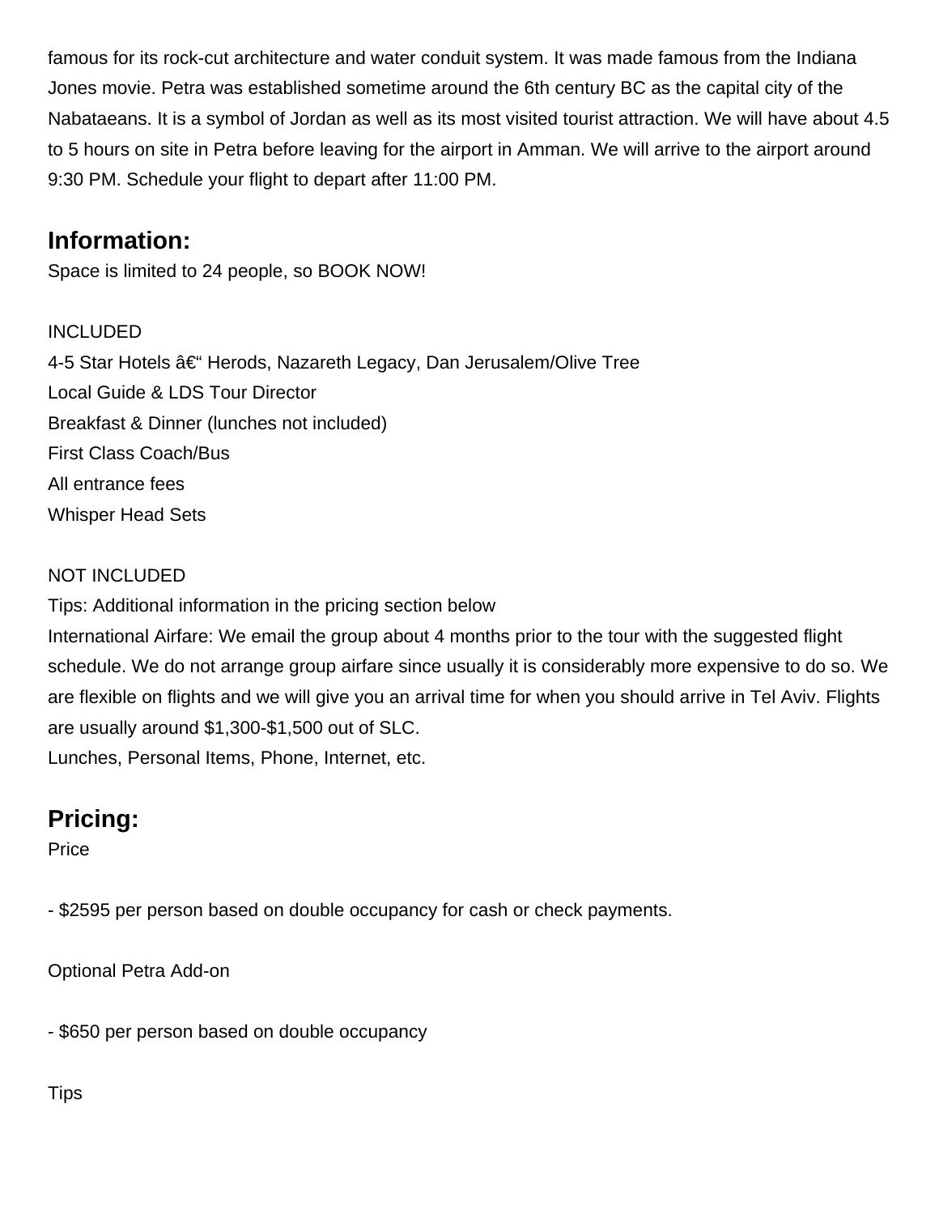famous for its rock-cut architecture and water conduit system. It was made famous from the Indiana Jones movie. Petra was established sometime around the 6th century BC as the capital city of the Nabataeans. It is a symbol of Jordan as well as its most visited tourist attraction. We will have about 4.5 to 5 hours on site in Petra before leaving for the airport in Amman. We will arrive to the airport around 9:30 PM. Schedule your flight to depart after 11:00 PM.

## Information:

Space is limited to 24 people, so BOOK NOW!

INCLUDED
4-5 Star Hotels â€“ Herods, Nazareth Legacy, Dan Jerusalem/Olive Tree
Local Guide & LDS Tour Director
Breakfast & Dinner (lunches not included)
First Class Coach/Bus
All entrance fees
Whisper Head Sets

NOT INCLUDED
Tips: Additional information in the pricing section below
International Airfare: We email the group about 4 months prior to the tour with the suggested flight schedule. We do not arrange group airfare since usually it is considerably more expensive to do so. We are flexible on flights and we will give you an arrival time for when you should arrive in Tel Aviv. Flights are usually around $1,300-$1,500 out of SLC.
Lunches, Personal Items, Phone, Internet, etc.

## Pricing:

Price

- $2595 per person based on double occupancy for cash or check payments.

Optional Petra Add-on

- $650 per person based on double occupancy

Tips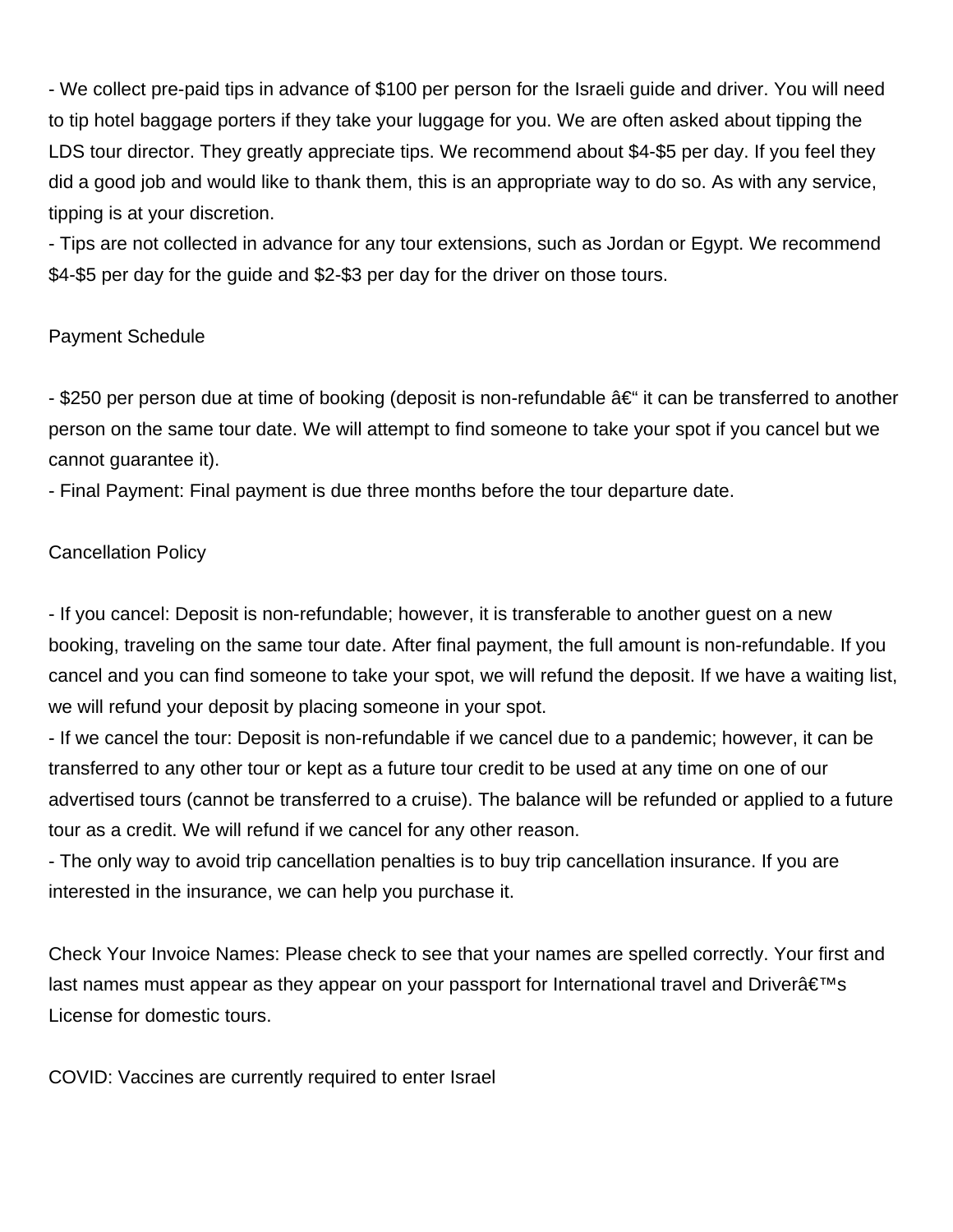- We collect pre-paid tips in advance of $100 per person for the Israeli guide and driver. You will need to tip hotel baggage porters if they take your luggage for you. We are often asked about tipping the LDS tour director. They greatly appreciate tips. We recommend about $4-$5 per day. If you feel they did a good job and would like to thank them, this is an appropriate way to do so. As with any service, tipping is at your discretion.
- Tips are not collected in advance for any tour extensions, such as Jordan or Egypt. We recommend $4-$5 per day for the guide and $2-$3 per day for the driver on those tours.

Payment Schedule

- $250 per person due at time of booking (deposit is non-refundable â€“ it can be transferred to another person on the same tour date. We will attempt to find someone to take your spot if you cancel but we cannot guarantee it).
- Final Payment: Final payment is due three months before the tour departure date.

Cancellation Policy

- If you cancel: Deposit is non-refundable; however, it is transferable to another guest on a new booking, traveling on the same tour date. After final payment, the full amount is non-refundable. If you cancel and you can find someone to take your spot, we will refund the deposit. If we have a waiting list, we will refund your deposit by placing someone in your spot.
- If we cancel the tour: Deposit is non-refundable if we cancel due to a pandemic; however, it can be transferred to any other tour or kept as a future tour credit to be used at any time on one of our advertised tours (cannot be transferred to a cruise). The balance will be refunded or applied to a future tour as a credit. We will refund if we cancel for any other reason.
- The only way to avoid trip cancellation penalties is to buy trip cancellation insurance. If you are interested in the insurance, we can help you purchase it.

Check Your Invoice Names: Please check to see that your names are spelled correctly. Your first and last names must appear as they appear on your passport for International travel and Driverâ€™s License for domestic tours.

COVID: Vaccines are currently required to enter Israel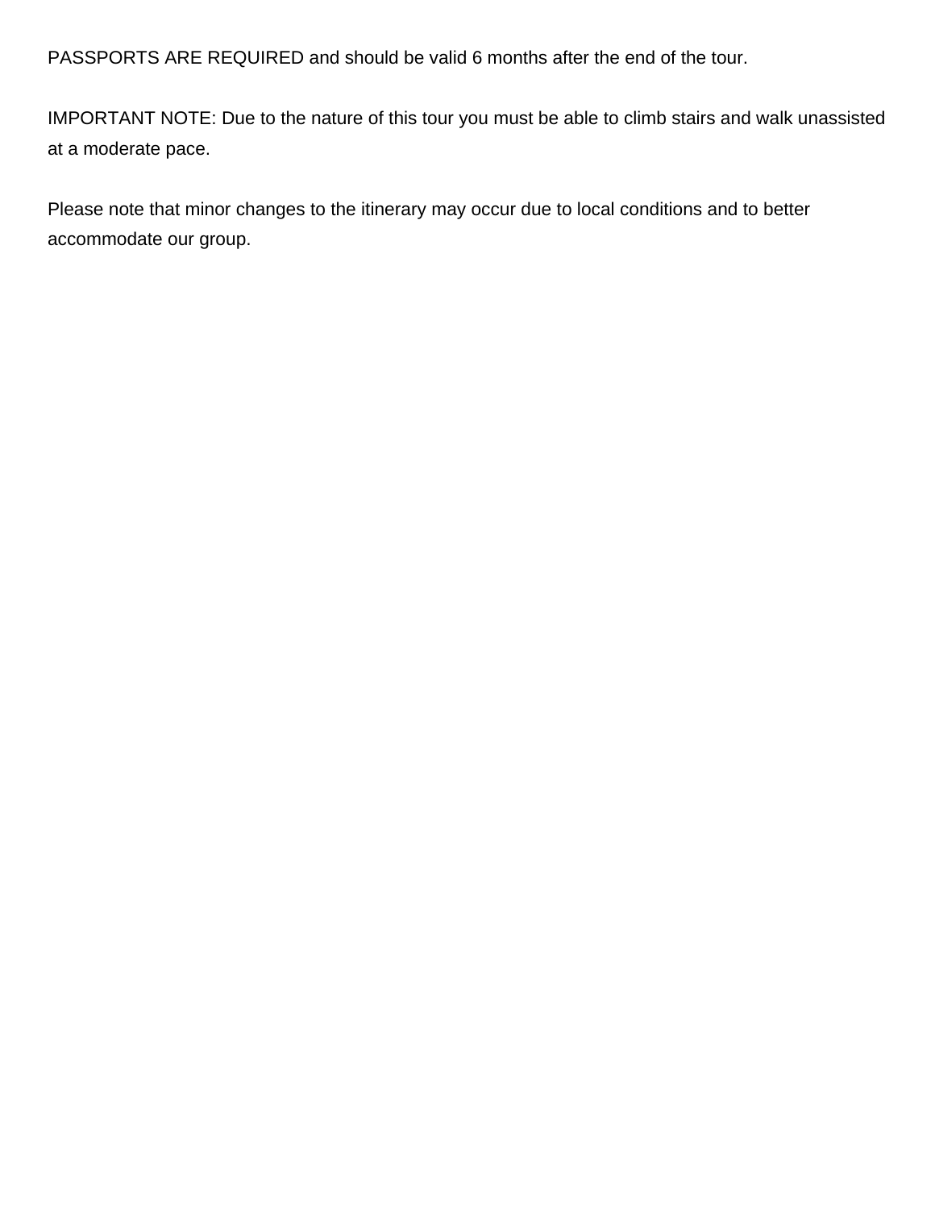PASSPORTS ARE REQUIRED and should be valid 6 months after the end of the tour.

IMPORTANT NOTE: Due to the nature of this tour you must be able to climb stairs and walk unassisted at a moderate pace.

Please note that minor changes to the itinerary may occur due to local conditions and to better accommodate our group.